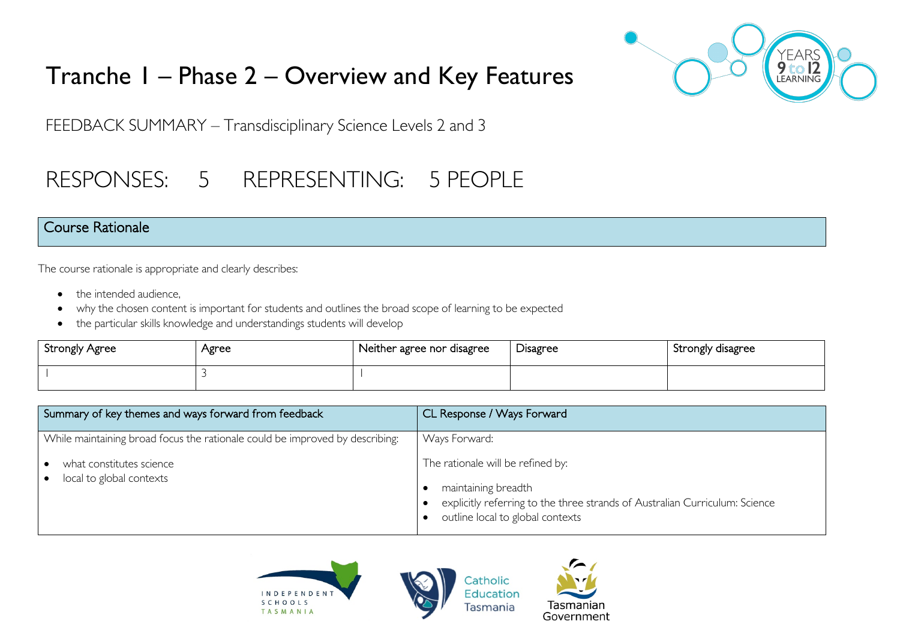# Tranche 1 – Phase 2 – Overview and Key Features

FEEDBACK SUMMARY – Transdisciplinary Science Levels 2 and 3

## RESPONSES: 5 REPRESENTING: 5 PEOPLE

## Course Rationale

The course rationale is appropriate and clearly describes:

- the intended audience,
- why the chosen content is important for students and outlines the broad scope of learning to be expected
- the particular skills knowledge and understandings students will develop

| Strongly Agree | Agree | Neither agree nor disagree | Disagree | Strongly disagree |
|---|---|---|---|---|
| 1 | 3 | 1 | | |

| Summary of key themes and ways forward from feedback | CL Response / Ways Forward |
|---|---|
| While maintaining broad focus the rationale could be improved by describing:<br>• what constitutes science<br>• local to global contexts | Ways Forward:<br>The rationale will be refined by:<br>• maintaining breadth<br>• explicitly referring to the three strands of Australian Curriculum: Science<br>• outline local to global contexts |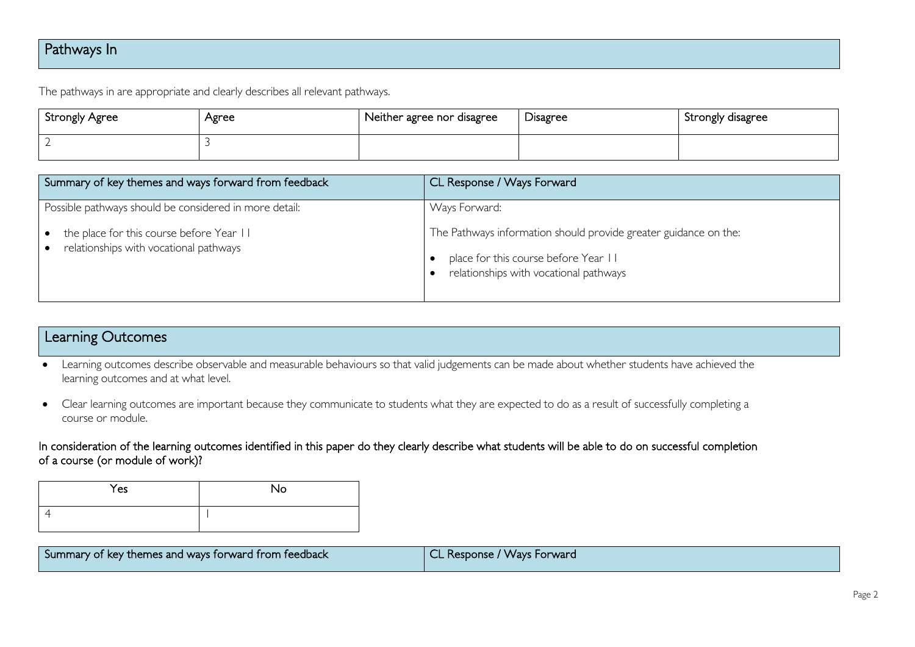## Pathways In

The pathways in are appropriate and clearly describes all relevant pathways.

| Strongly Agree | Agree | Neither agree nor disagree | Disagree | Strongly disagree |
|---|---|---|---|---|
| 2 | 3 | | | |

| Summary of key themes and ways forward from feedback | CL Response / Ways Forward |
|---|---|
| Possible pathways should be considered in more detail:<br>• the place for this course before Year 11<br>• relationships with vocational pathways | Ways Forward:<br>The Pathways information should provide greater guidance on the:<br>• place for this course before Year 11<br>• relationships with vocational pathways |

## Learning Outcomes

- Learning outcomes describe observable and measurable behaviours so that valid judgements can be made about whether students have achieved the learning outcomes and at what level.
- Clear learning outcomes are important because they communicate to students what they are expected to do as a result of successfully completing a course or module.

In consideration of the learning outcomes identified in this paper do they clearly describe what students will be able to do on successful completion of a course (or module of work)?

| Yes | No |
|---|---|
| 4 | 1 |

| Summary of key themes and ways forward from feedback | CL Response / Ways Forward |
|---|---|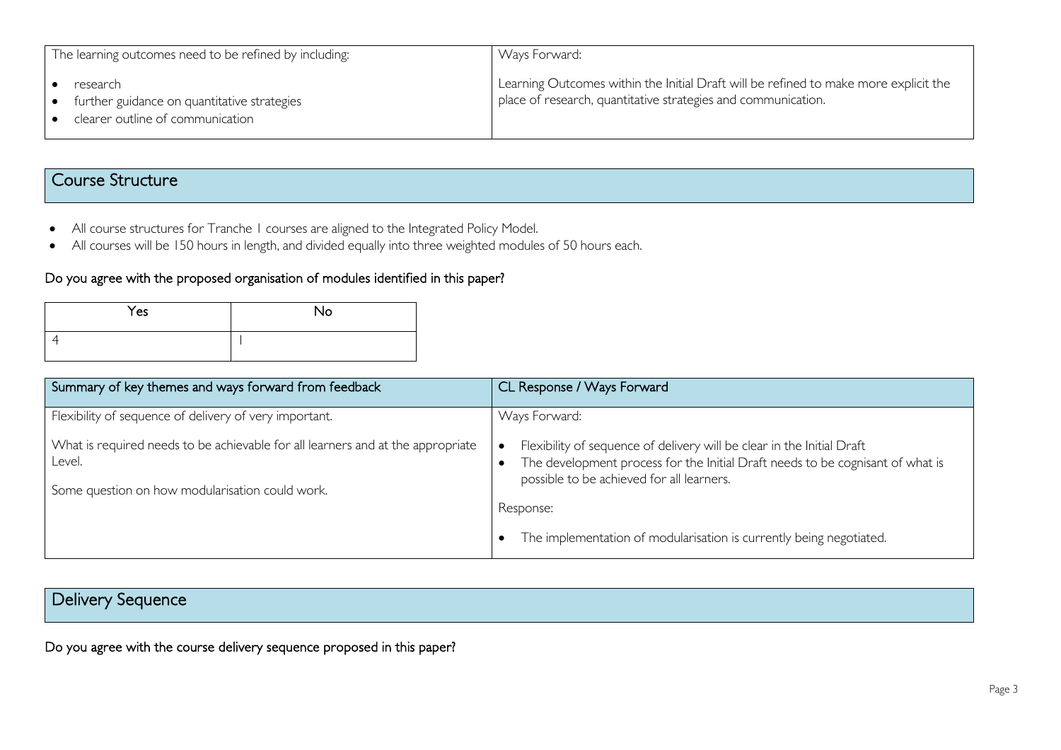| The learning outcomes need to be refined by including: | Ways Forward: |
| --- | --- |
| • research<br>• further guidance on quantitative strategies<br>• clearer outline of communication | Learning Outcomes within the Initial Draft will be refined to make more explicit the place of research, quantitative strategies and communication. |

## Course Structure

- All course structures for Tranche 1 courses are aligned to the Integrated Policy Model.
- All courses will be 150 hours in length, and divided equally into three weighted modules of 50 hours each.

### Do you agree with the proposed organisation of modules identified in this paper?

| Yes | No |
| --- | --- |
| 4 | 1 |

| Summary of key themes and ways forward from feedback | CL Response / Ways Forward |
| --- | --- |
| Flexibility of sequence of delivery of very important.<br><br>What is required needs to be achievable for all learners and at the appropriate Level.<br><br>Some question on how modularisation could work. | Ways Forward:<br><br>• Flexibility of sequence of delivery will be clear in the Initial Draft<br>• The development process for the Initial Draft needs to be cognisant of what is possible to be achieved for all learners.<br><br>Response:<br><br>• The implementation of modularisation is currently being negotiated. |

## Delivery Sequence

### Do you agree with the course delivery sequence proposed in this paper?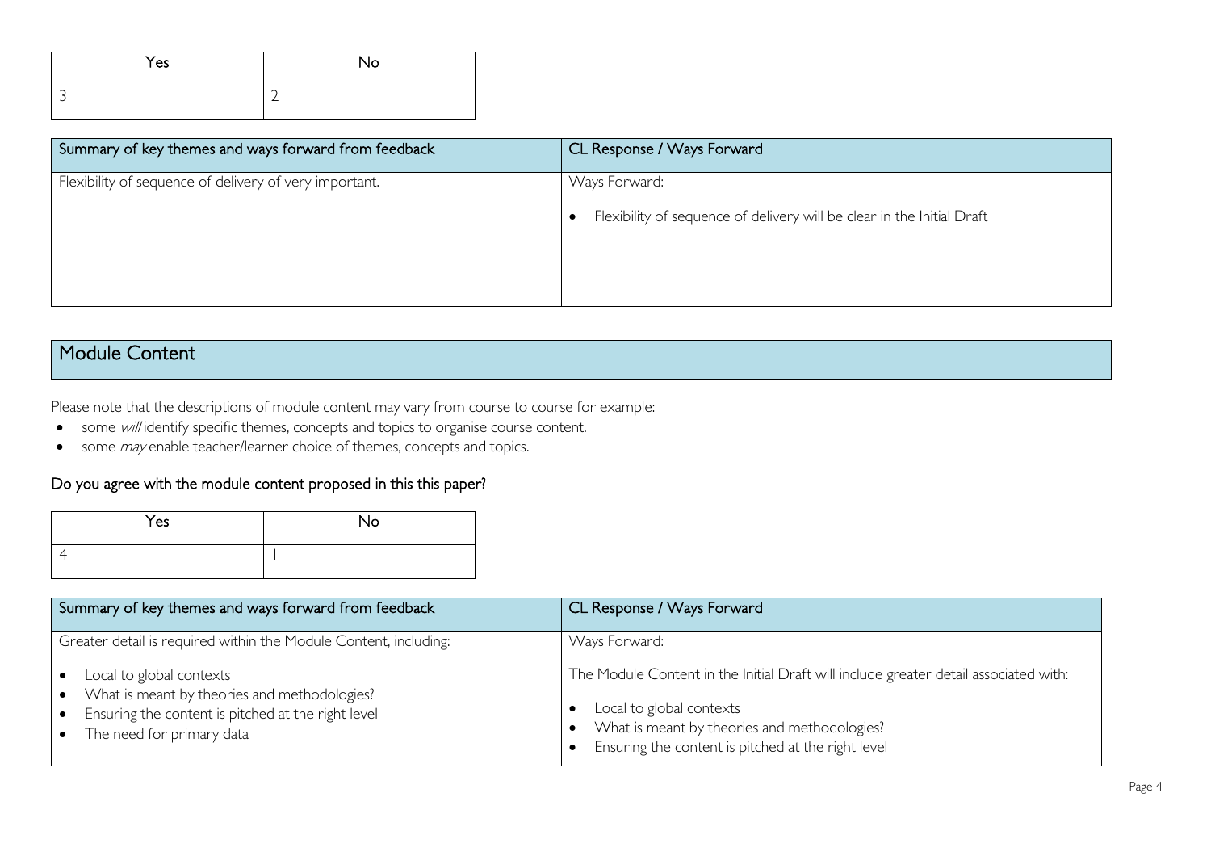| Yes | No |
| --- | --- |
| 3 | 2 |

| Summary of key themes and ways forward from feedback | CL Response / Ways Forward |
| --- | --- |
| Flexibility of sequence of delivery of very important. | Ways Forward:<br><br>• Flexibility of sequence of delivery will be clear in the Initial Draft |

## Module Content

Please note that the descriptions of module content may vary from course to course for example:

- some *will* identify specific themes, concepts and topics to organise course content.
- some *may* enable teacher/learner choice of themes, concepts and topics.

### Do you agree with the module content proposed in this this paper?

| Yes | No |
| --- | --- |
| 4 | 1 |

| Summary of key themes and ways forward from feedback | CL Response / Ways Forward |
| --- | --- |
| Greater detail is required within the Module Content, including:<br><br>• Local to global contexts<br>• What is meant by theories and methodologies?<br>• Ensuring the content is pitched at the right level<br>• The need for primary data | Ways Forward:<br><br>The Module Content in the Initial Draft will include greater detail associated with:<br><br>• Local to global contexts<br>• What is meant by theories and methodologies?<br>• Ensuring the content is pitched at the right level |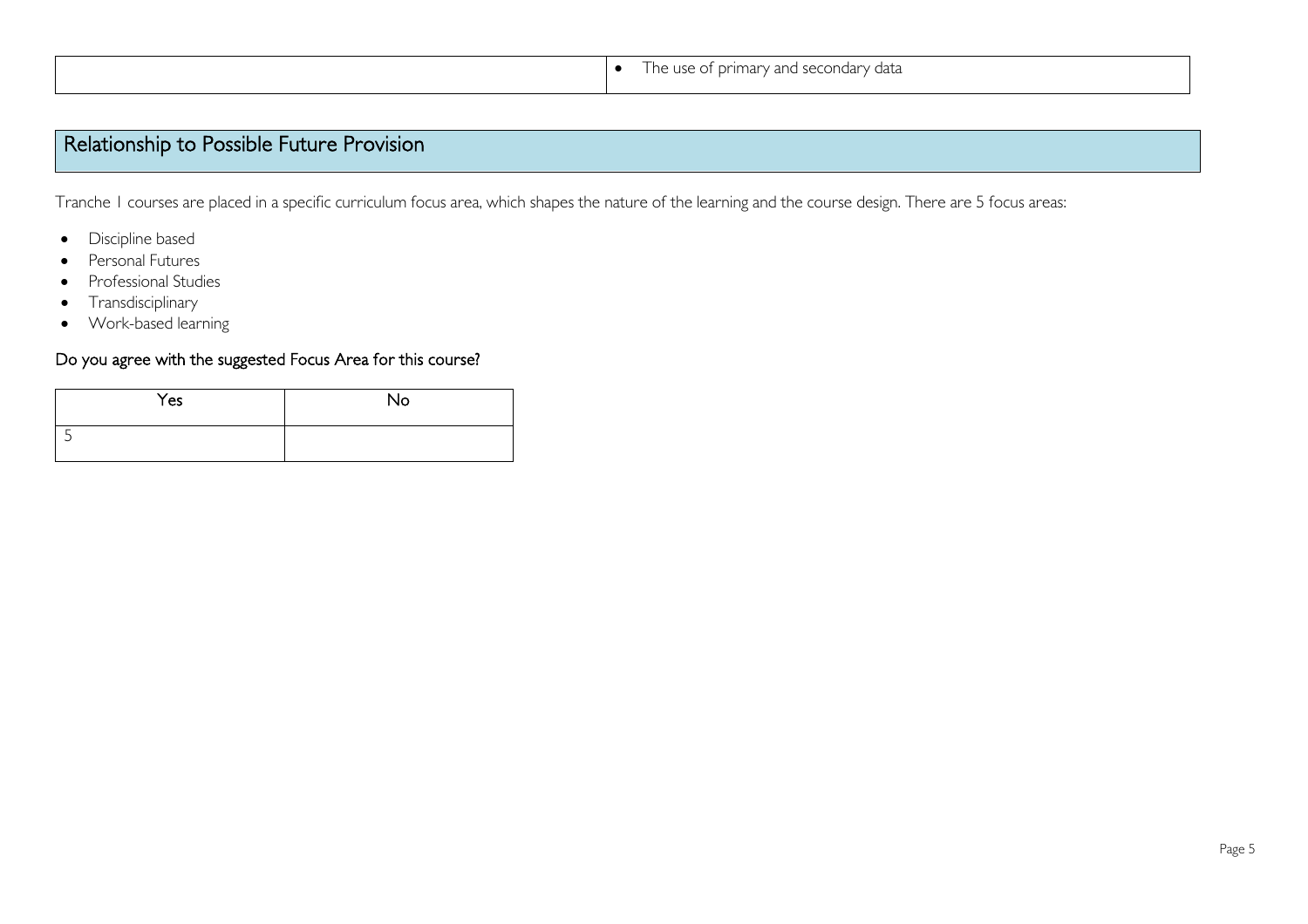| | • The use of primary and secondary data |
|---|---|

## Relationship to Possible Future Provision

Tranche 1 courses are placed in a specific curriculum focus area, which shapes the nature of the learning and the course design. There are 5 focus areas:

- Discipline based
- Personal Futures
- Professional Studies
- Transdisciplinary
- Work-based learning

### Do you agree with the suggested Focus Area for this course?

| Yes | No |
|---|---|
| 5 | |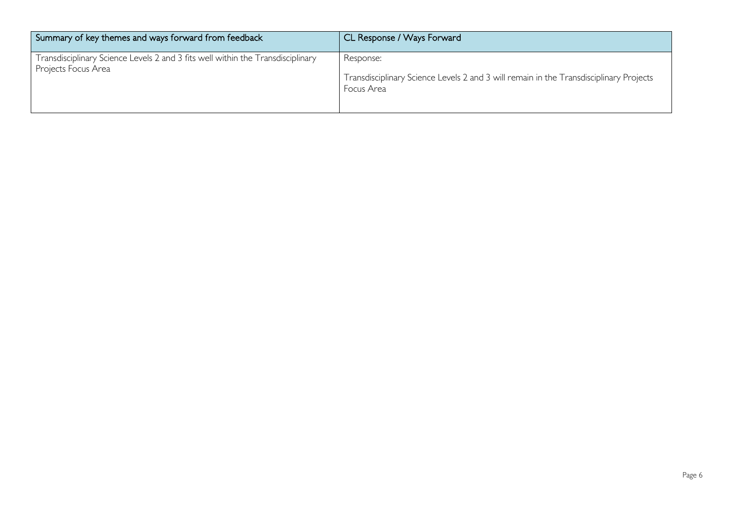| Summary of key themes and ways forward from feedback | CL Response / Ways Forward |
|---|---|
| Transdisciplinary Science Levels 2 and 3 fits well within the Transdisciplinary Projects Focus Area | Response:<br><br>Transdisciplinary Science Levels 2 and 3 will remain in the Transdisciplinary Projects Focus Area |